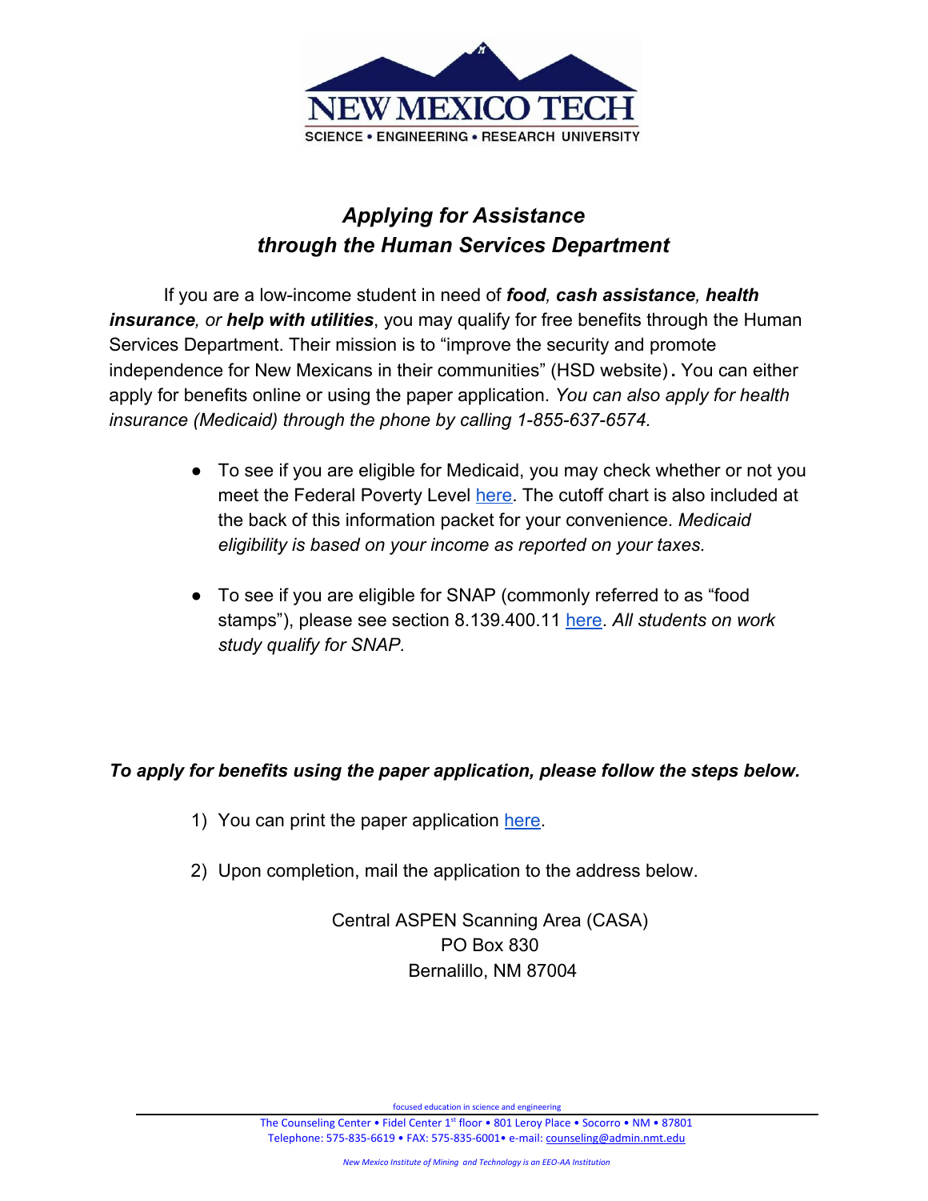NEW MEXICO TECH

SCIENCE • ENGINEERING • RESEARCH UNIVERSITY

# *Applying for Assistance through the Human Services Department*

If you are a low-income student in need of ***food***, ***cash assistance***, ***health insurance***, *or* **help with utilities**, you may qualify for free benefits through the Human Services Department. Their mission is to "improve the security and promote independence for New Mexicans in their communities" (HSD website)**.** You can either apply for benefits online or using the paper application. *You can also apply for health insurance (Medicaid) through the phone by calling 1-855-637-6574.*

- To see if you are eligible for Medicaid, you may check whether or not you meet the Federal Poverty Level here. The cutoff chart is also included at the back of this information packet for your convenience. *Medicaid eligibility is based on your income as reported on your taxes.*

- To see if you are eligible for SNAP (commonly referred to as "food stamps"), please see section 8.139.400.11 here. *All students on work study qualify for SNAP.*

***To apply for benefits using the paper application, please follow the steps below.***

1) You can print the paper application here.

2) Upon completion, mail the application to the address below.

Central ASPEN Scanning Area (CASA)
PO Box 830
Bernalillo, NM 87004

focused education in science and engineering

The Counseling Center • Fidel Center 1st floor • 801 Leroy Place • Socorro • NM • 87801
Telephone: 575-835-6619 • FAX: 575-835-6001• e-mail: counseling@admin.nmt.edu

*New Mexico Institute of Mining and Technology is an EEO-AA Institution*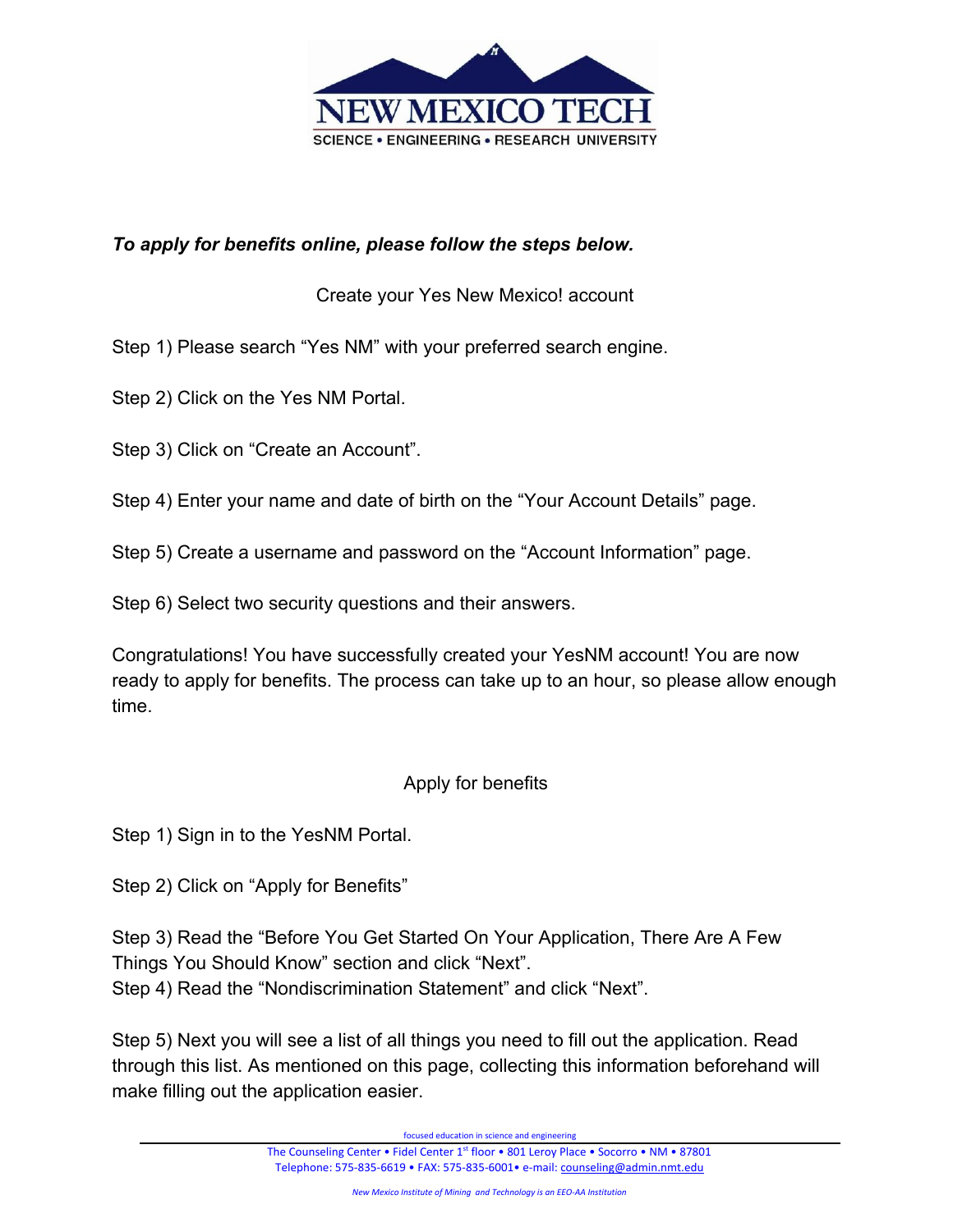***To apply for benefits online, please follow the steps below.***

## Create your Yes New Mexico! account

Step 1) Please search “Yes NM” with your preferred search engine.

Step 2) Click on the Yes NM Portal.

Step 3) Click on “Create an Account”.

Step 4) Enter your name and date of birth on the “Your Account Details” page.

Step 5) Create a username and password on the “Account Information” page.

Step 6) Select two security questions and their answers.

Congratulations! You have successfully created your YesNM account! You are now ready to apply for benefits. The process can take up to an hour, so please allow enough time.

## Apply for benefits

Step 1) Sign in to the YesNM Portal.

Step 2) Click on “Apply for Benefits”

Step 3) Read the “Before You Get Started On Your Application, There Are A Few Things You Should Know” section and click “Next”.
Step 4) Read the “Nondiscrimination Statement” and click “Next”.

Step 5) Next you will see a list of all things you need to fill out the application. Read through this list. As mentioned on this page, collecting this information beforehand will make filling out the application easier.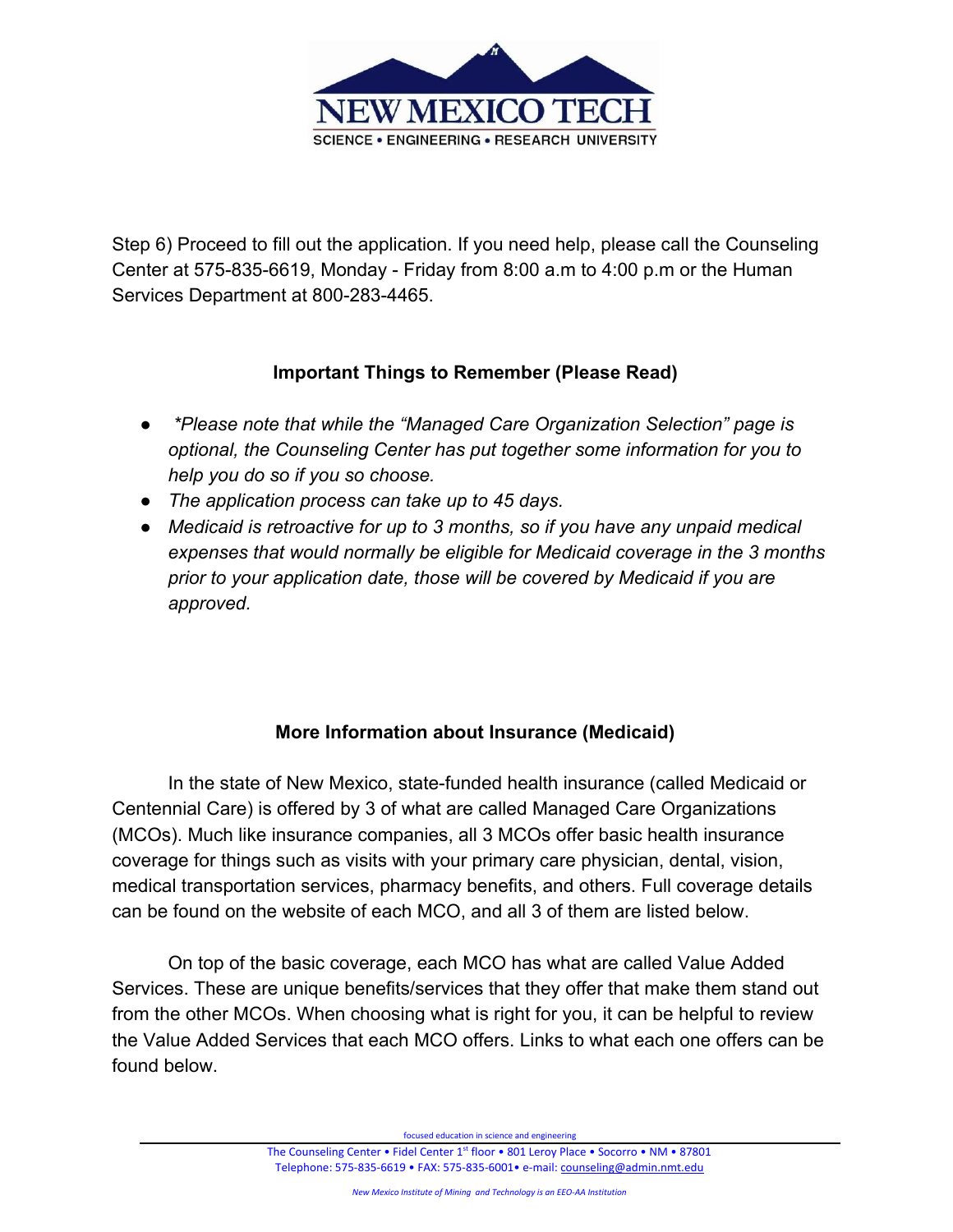Step 6) Proceed to fill out the application. If you need help, please call the Counseling Center at 575-835-6619, Monday - Friday from 8:00 a.m to 4:00 p.m or the Human Services Department at 800-283-4465.

## Important Things to Remember (Please Read)

- *\*Please note that while the "Managed Care Organization Selection" page is optional, the Counseling Center has put together some information for you to help you do so if you so choose.*
- *The application process can take up to 45 days.*
- *Medicaid is retroactive for up to 3 months, so if you have any unpaid medical expenses that would normally be eligible for Medicaid coverage in the 3 months prior to your application date, those will be covered by Medicaid if you are approved.*

## More Information about Insurance (Medicaid)

In the state of New Mexico, state-funded health insurance (called Medicaid or Centennial Care) is offered by 3 of what are called Managed Care Organizations (MCOs). Much like insurance companies, all 3 MCOs offer basic health insurance coverage for things such as visits with your primary care physician, dental, vision, medical transportation services, pharmacy benefits, and others. Full coverage details can be found on the website of each MCO, and all 3 of them are listed below.

On top of the basic coverage, each MCO has what are called Value Added Services. These are unique benefits/services that they offer that make them stand out from the other MCOs. When choosing what is right for you, it can be helpful to review the Value Added Services that each MCO offers. Links to what each one offers can be found below.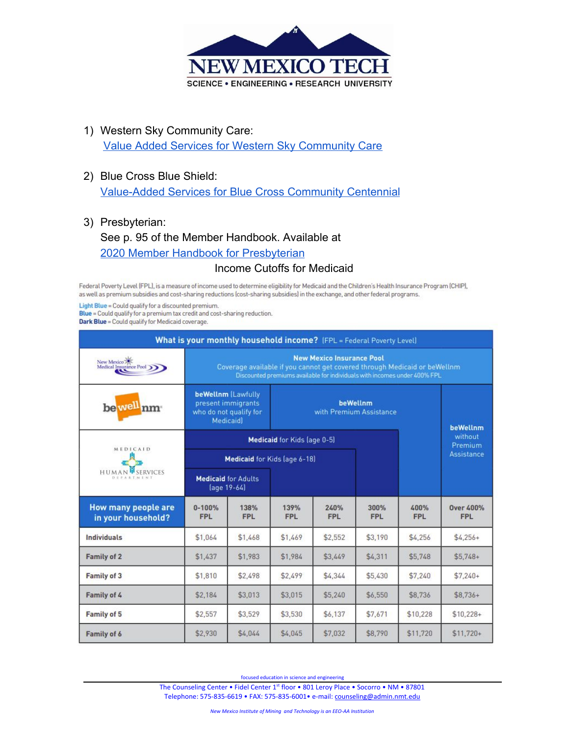NEW MEXICO TECH
SCIENCE • ENGINEERING • RESEARCH UNIVERSITY

1) Western Sky Community Care:
   Value Added Services for Western Sky Community Care

2) Blue Cross Blue Shield:
   Value-Added Services for Blue Cross Community Centennial

3) Presbyterian:
   See p. 95 of the Member Handbook. Available at
   2020 Member Handbook for Presbyterian

## Income Cutoffs for Medicaid

Federal Poverty Level (FPL), is a measure of income used to determine eligibility for Medicaid and the Children's Health Insurance Program (CHIP), as well as premium subsidies and cost-sharing reductions (cost-sharing subsidies) in the exchange, and other federal programs.

**Light Blue** = Could qualify for a discounted premium.
**Blue** = Could qualify for a premium tax credit and cost-sharing reduction.
**Dark Blue** = Could qualify for Medicaid coverage.

**What is your monthly household income?** (FPL = Federal Poverty Level)

| | | | | | | | |
|---|---|---|---|---|---|---|---|
| New Mexico Medical Insurance Pool | **New Mexico Insurance Pool** Coverage available if you cannot get covered through Medicaid or beWellnm. Discounted premiums available for individuals with incomes under 400% FPL | | | | | | |
| bewellnm | **beWellnm** (Lawfully present immigrants who do not qualify for Medicaid) | | **beWellnm** with Premium Assistance | | | | **beWellnm** without Premium Assistance |
| Medicaid Human Services Department | **Medicaid** for Kids (age 0-5) | | | | | | |
| | **Medicaid** for Kids (age 6-18) | | | | | | |
| | **Medicaid** for Adults (age 19-64) | | | | | | |
| **How many people are in your household?** | **0-100% FPL** | **138% FPL** | **139% FPL** | **240% FPL** | **300% FPL** | **400% FPL** | **Over 400% FPL** |
| **Individuals** | $1,064 | $1,468 | $1,469 | $2,552 | $3,190 | $4,256 | $4,256+ |
| **Family of 2** | $1,437 | $1,983 | $1,984 | $3,449 | $4,311 | $5,748 | $5,748+ |
| **Family of 3** | $1,810 | $2,498 | $2,499 | $4,344 | $5,430 | $7,240 | $7,240+ |
| **Family of 4** | $2,184 | $3,013 | $3,015 | $5,240 | $6,550 | $8,736 | $8,736+ |
| **Family of 5** | $2,557 | $3,529 | $3,530 | $6,137 | $7,671 | $10,228 | $10,228+ |
| **Family of 6** | $2,930 | $4,044 | $4,045 | $7,032 | $8,790 | $11,720 | $11,720+ |

focused education in science and engineering

The Counseling Center • Fidel Center 1st floor • 801 Leroy Place • Socorro • NM • 87801
Telephone: 575-835-6619 • FAX: 575-835-6001• e-mail: counseling@admin.nmt.edu

*New Mexico Institute of Mining and Technology is an EEO-AA Institution*